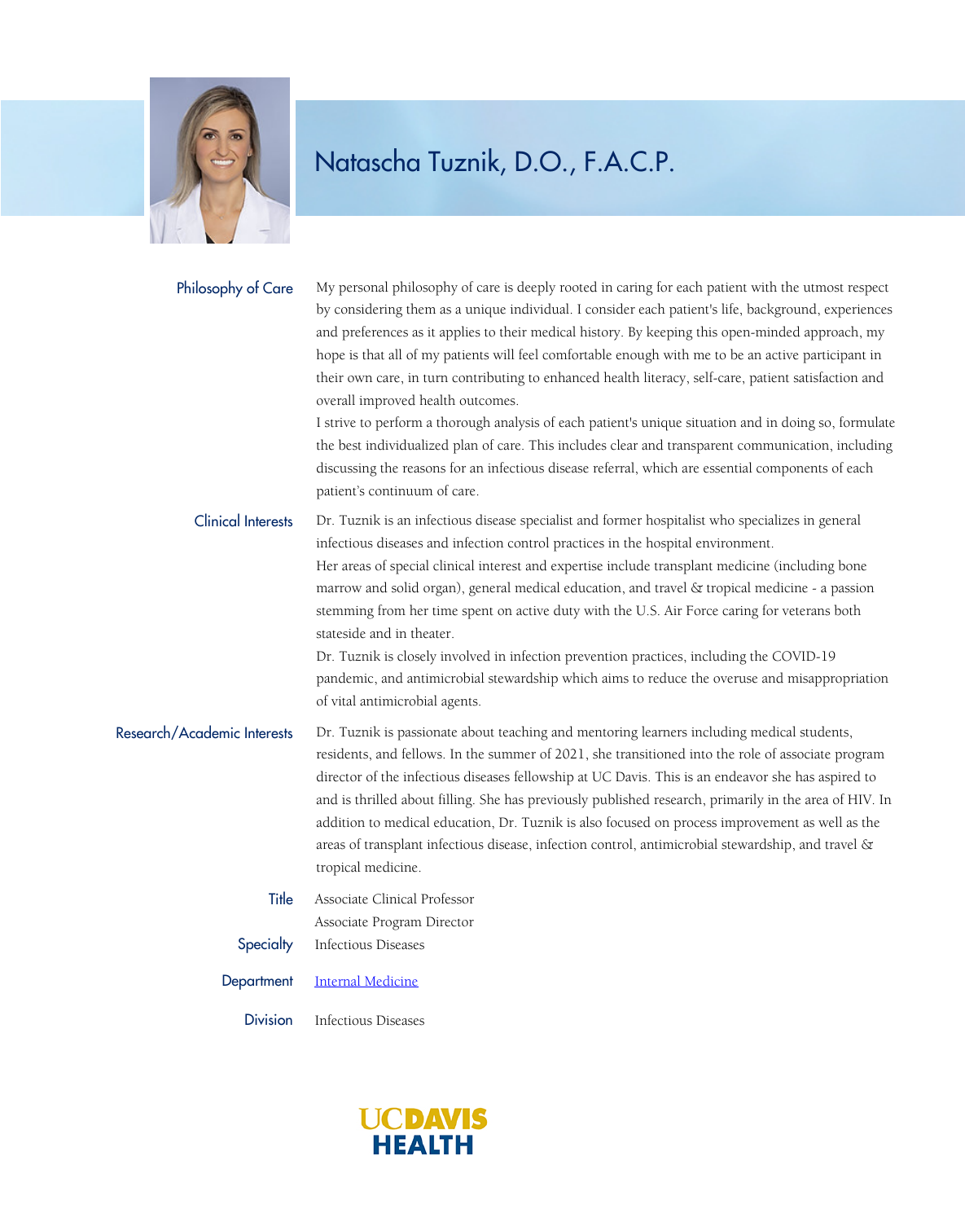# Natascha Tuznik, D.O., F.A.C.P.

**Philosophy of Care**

My personal philosophy of care is deeply rooted in caring for each patient with the utmost respect by considering them as a unique individual. I consider each patient's life, background, experiences and preferences as it applies to their medical history. By keeping this open-minded approach, my hope is that all of my patients will feel comfortable enough with me to be an active participant in their own care, in turn contributing to enhanced health literacy, self-care, patient satisfaction and overall improved health outcomes.

I strive to perform a thorough analysis of each patient's unique situation and in doing so, formulate the best individualized plan of care. This includes clear and transparent communication, including discussing the reasons for an infectious disease referral, which are essential components of each patient's continuum of care.

**Clinical Interests**

Dr. Tuznik is an infectious disease specialist and former hospitalist who specializes in general infectious diseases and infection control practices in the hospital environment.

Her areas of special clinical interest and expertise include transplant medicine (including bone marrow and solid organ), general medical education, and travel & tropical medicine - a passion stemming from her time spent on active duty with the U.S. Air Force caring for veterans both stateside and in theater.

Dr. Tuznik is closely involved in infection prevention practices, including the COVID-19 pandemic, and antimicrobial stewardship which aims to reduce the overuse and misappropriation of vital antimicrobial agents.

**Research/Academic Interests**

Dr. Tuznik is passionate about teaching and mentoring learners including medical students, residents, and fellows. In the summer of 2021, she transitioned into the role of associate program director of the infectious diseases fellowship at UC Davis. This is an endeavor she has aspired to and is thrilled about filling. She has previously published research, primarily in the area of HIV. In addition to medical education, Dr. Tuznik is also focused on process improvement as well as the areas of transplant infectious disease, infection control, antimicrobial stewardship, and travel & tropical medicine.

**Title**

Associate Clinical Professor
Associate Program Director

**Specialty**

Infectious Diseases

**Department**

Internal Medicine

**Division**

Infectious Diseases

UC DAVIS HEALTH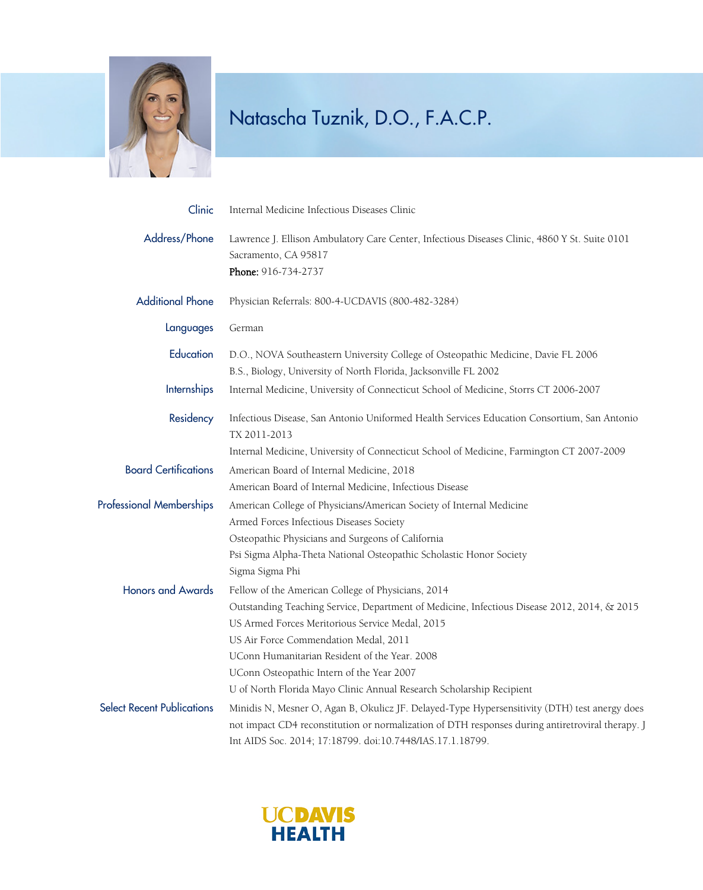# Natascha Tuznik, D.O., F.A.C.P.

**Clinic**
Internal Medicine Infectious Diseases Clinic

**Address/Phone**
Lawrence J. Ellison Ambulatory Care Center, Infectious Diseases Clinic, 4860 Y St. Suite 0101
Sacramento, CA 95817
**Phone:** 916-734-2737

**Additional Phone**
Physician Referrals: 800-4-UCDAVIS (800-482-3284)

**Languages**
German

**Education**
D.O., NOVA Southeastern University College of Osteopathic Medicine, Davie FL 2006
B.S., Biology, University of North Florida, Jacksonville FL 2002

**Internships**
Internal Medicine, University of Connecticut School of Medicine, Storrs CT 2006-2007

**Residency**
Infectious Disease, San Antonio Uniformed Health Services Education Consortium, San Antonio TX 2011-2013
Internal Medicine, University of Connecticut School of Medicine, Farmington CT 2007-2009

**Board Certifications**
American Board of Internal Medicine, 2018
American Board of Internal Medicine, Infectious Disease

**Professional Memberships**
American College of Physicians/American Society of Internal Medicine
Armed Forces Infectious Diseases Society
Osteopathic Physicians and Surgeons of California
Psi Sigma Alpha-Theta National Osteopathic Scholastic Honor Society
Sigma Sigma Phi

**Honors and Awards**
Fellow of the American College of Physicians, 2014
Outstanding Teaching Service, Department of Medicine, Infectious Disease 2012, 2014, & 2015
US Armed Forces Meritorious Service Medal, 2015
US Air Force Commendation Medal, 2011
UConn Humanitarian Resident of the Year. 2008
UConn Osteopathic Intern of the Year 2007
U of North Florida Mayo Clinic Annual Research Scholarship Recipient

**Select Recent Publications**
Minidis N, Mesner O, Agan B, Okulicz JF. Delayed-Type Hypersensitivity (DTH) test anergy does not impact CD4 reconstitution or normalization of DTH responses during antiretroviral therapy. J Int AIDS Soc. 2014; 17:18799. doi:10.7448/IAS.17.1.18799.

UC DAVIS HEALTH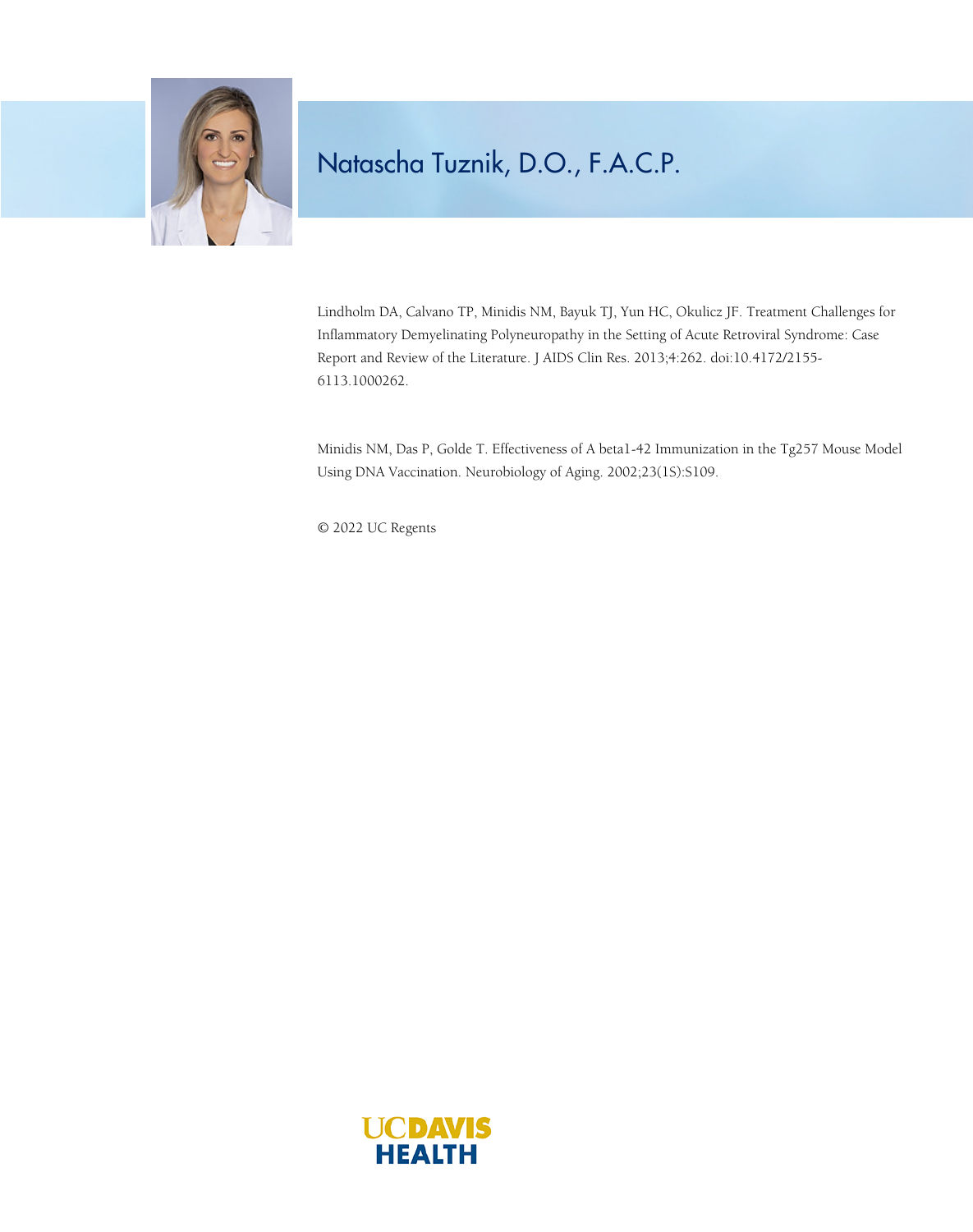# Natascha Tuznik, D.O., F.A.C.P.

Lindholm DA, Calvano TP, Minidis NM, Bayuk TJ, Yun HC, Okulicz JF. Treatment Challenges for Inflammatory Demyelinating Polyneuropathy in the Setting of Acute Retroviral Syndrome: Case Report and Review of the Literature. J AIDS Clin Res. 2013;4:262. doi:10.4172/2155-6113.1000262.

Minidis NM, Das P, Golde T. Effectiveness of A beta1-42 Immunization in the Tg257 Mouse Model Using DNA Vaccination. Neurobiology of Aging. 2002;23(1S):S109.

© 2022 UC Regents

UC DAVIS HEALTH